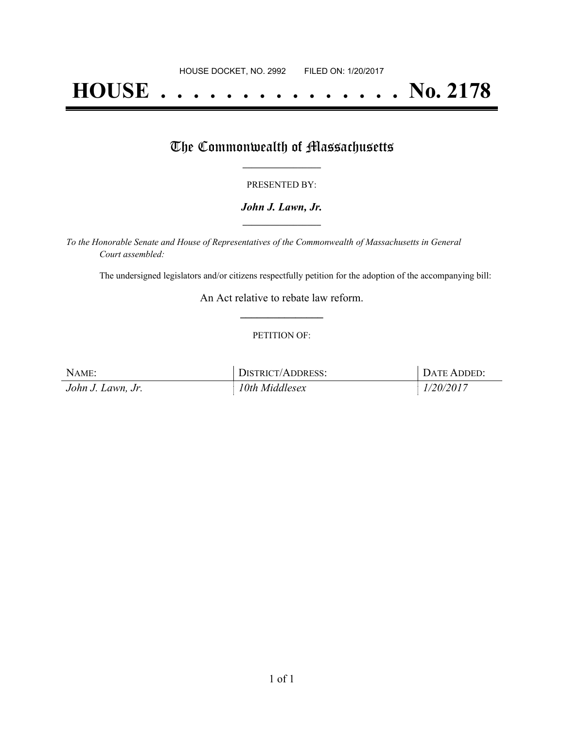HOUSE DOCKET, NO. 2992        FILED ON: 1/20/2017

# HOUSE . . . . . . . . . . . . . . . No. 2178

## The Commonwealth of Massachusetts

PRESENTED BY:

***John J. Lawn, Jr.***

*To the Honorable Senate and House of Representatives of the Commonwealth of Massachusetts in General Court assembled:*

The undersigned legislators and/or citizens respectfully petition for the adoption of the accompanying bill:

An Act relative to rebate law reform.

PETITION OF:

| NAME: | DISTRICT/ADDRESS: | DATE ADDED: |
| --- | --- | --- |
| *John J. Lawn, Jr.* | *10th Middlesex* | *1/20/2017* |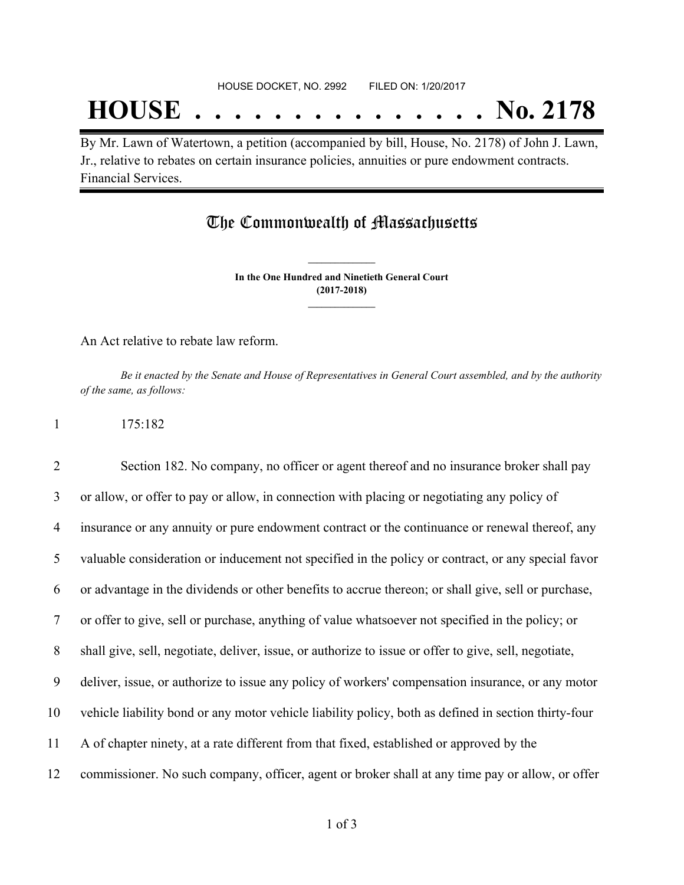HOUSE DOCKET, NO. 2992 FILED ON: 1/20/2017

# HOUSE . . . . . . . . . . . . . . . No. 2178

By Mr. Lawn of Watertown, a petition (accompanied by bill, House, No. 2178) of John J. Lawn, Jr., relative to rebates on certain insurance policies, annuities or pure endowment contracts. Financial Services.

## The Commonwealth of Massachusetts

**In the One Hundred and Ninetieth General Court (2017-2018)**

An Act relative to rebate law reform.

*Be it enacted by the Senate and House of Representatives in General Court assembled, and by the authority of the same, as follows:*

1 175:182

2 Section 182. No company, no officer or agent thereof and no insurance broker shall pay
3 or allow, or offer to pay or allow, in connection with placing or negotiating any policy of
4 insurance or any annuity or pure endowment contract or the continuance or renewal thereof, any
5 valuable consideration or inducement not specified in the policy or contract, or any special favor
6 or advantage in the dividends or other benefits to accrue thereon; or shall give, sell or purchase,
7 or offer to give, sell or purchase, anything of value whatsoever not specified in the policy; or
8 shall give, sell, negotiate, deliver, issue, or authorize to issue or offer to give, sell, negotiate,
9 deliver, issue, or authorize to issue any policy of workers' compensation insurance, or any motor
10 vehicle liability bond or any motor vehicle liability policy, both as defined in section thirty-four
11 A of chapter ninety, at a rate different from that fixed, established or approved by the
12 commissioner. No such company, officer, agent or broker shall at any time pay or allow, or offer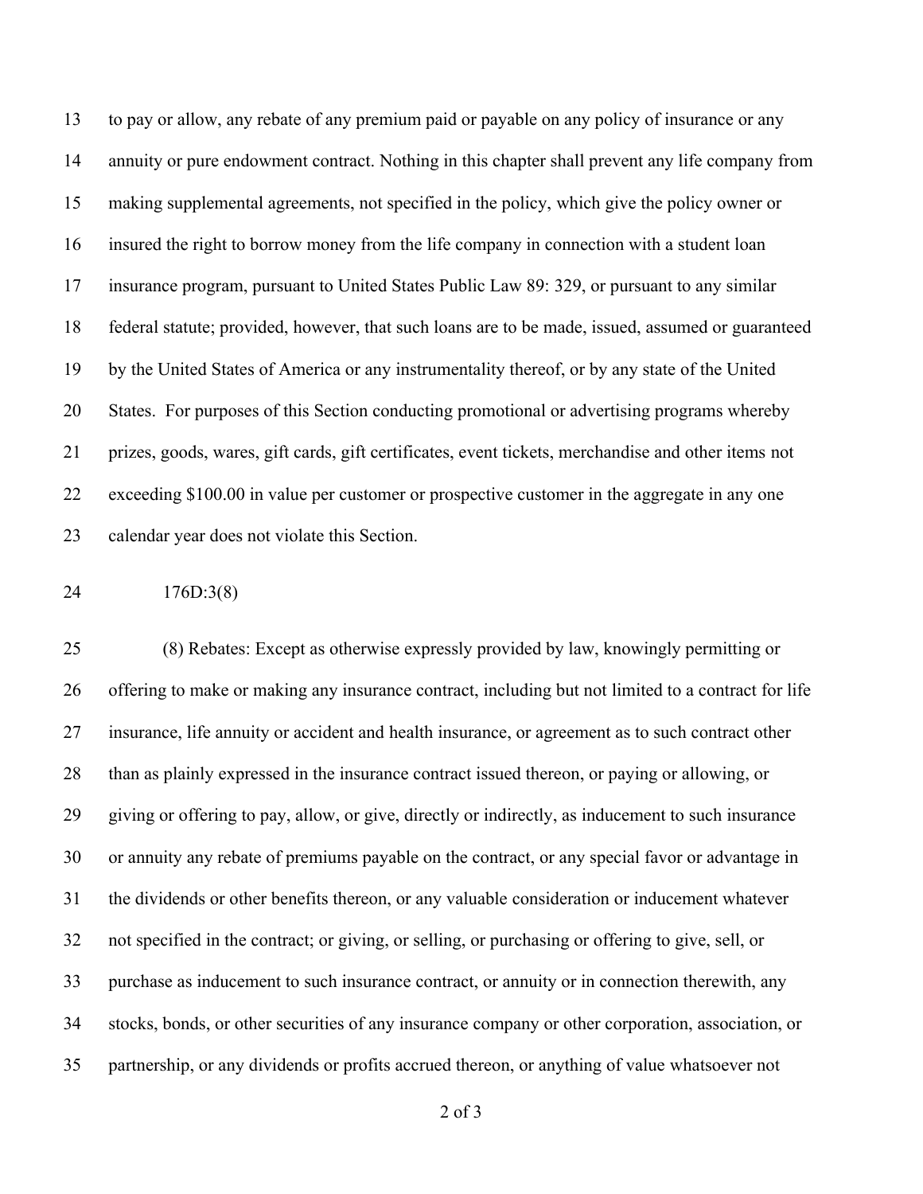to pay or allow, any rebate of any premium paid or payable on any policy of insurance or any annuity or pure endowment contract. Nothing in this chapter shall prevent any life company from making supplemental agreements, not specified in the policy, which give the policy owner or insured the right to borrow money from the life company in connection with a student loan insurance program, pursuant to United States Public Law 89: 329, or pursuant to any similar federal statute; provided, however, that such loans are to be made, issued, assumed or guaranteed by the United States of America or any instrumentality thereof, or by any state of the United States. For purposes of this Section conducting promotional or advertising programs whereby prizes, goods, wares, gift cards, gift certificates, event tickets, merchandise and other items not exceeding $100.00 in value per customer or prospective customer in the aggregate in any one calendar year does not violate this Section.

176D:3(8)

(8) Rebates: Except as otherwise expressly provided by law, knowingly permitting or offering to make or making any insurance contract, including but not limited to a contract for life insurance, life annuity or accident and health insurance, or agreement as to such contract other than as plainly expressed in the insurance contract issued thereon, or paying or allowing, or giving or offering to pay, allow, or give, directly or indirectly, as inducement to such insurance or annuity any rebate of premiums payable on the contract, or any special favor or advantage in the dividends or other benefits thereon, or any valuable consideration or inducement whatever not specified in the contract; or giving, or selling, or purchasing or offering to give, sell, or purchase as inducement to such insurance contract, or annuity or in connection therewith, any stocks, bonds, or other securities of any insurance company or other corporation, association, or partnership, or any dividends or profits accrued thereon, or anything of value whatsoever not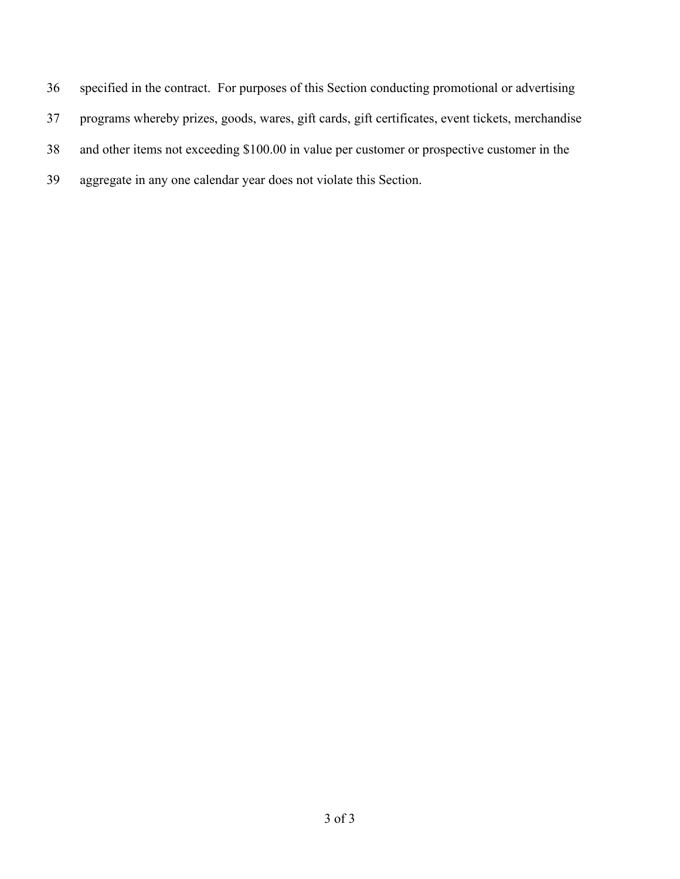specified in the contract. For purposes of this Section conducting promotional or advertising programs whereby prizes, goods, wares, gift cards, gift certificates, event tickets, merchandise and other items not exceeding $100.00 in value per customer or prospective customer in the aggregate in any one calendar year does not violate this Section.